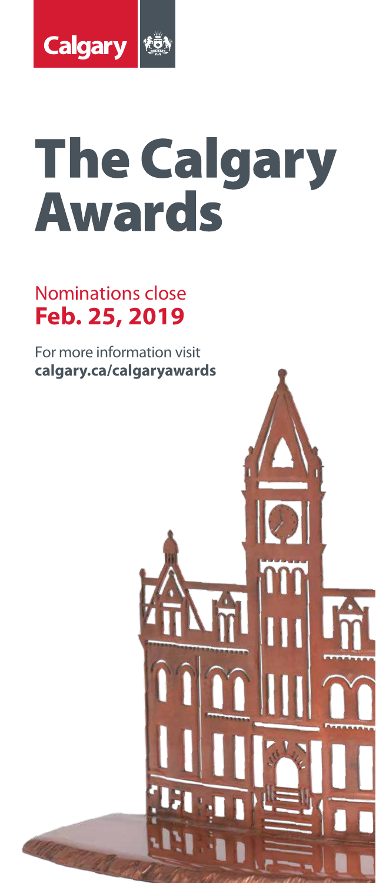Calgary

# The Calgary Awards

Nominations close
**Feb. 25, 2019**

For more information visit
**calgary.ca/calgaryawards**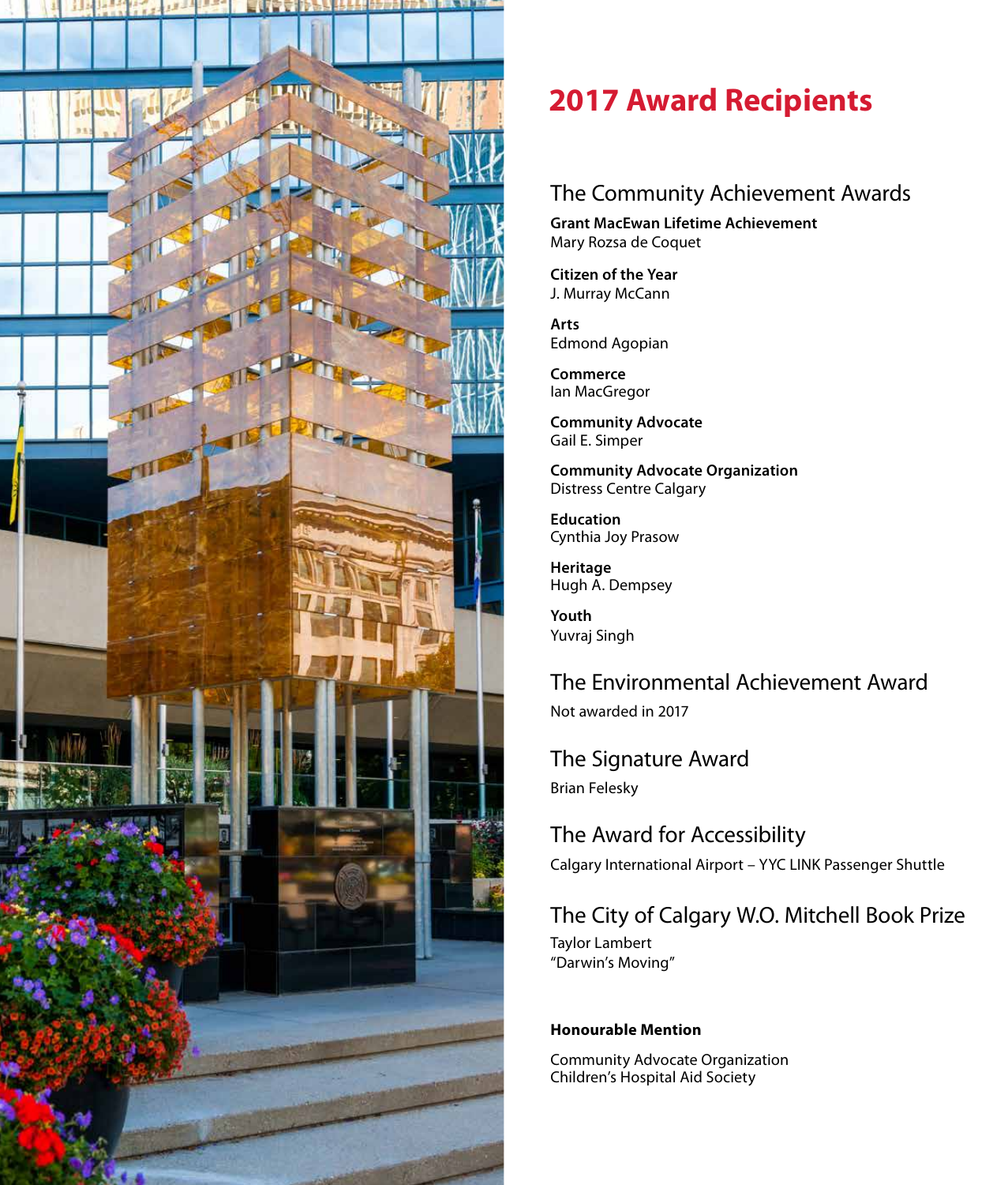# 2017 Award Recipients

## The Community Achievement Awards

**Grant MacEwan Lifetime Achievement**
Mary Rozsa de Coquet

**Citizen of the Year**
J. Murray McCann

**Arts**
Edmond Agopian

**Commerce**
Ian MacGregor

**Community Advocate**
Gail E. Simper

**Community Advocate Organization**
Distress Centre Calgary

**Education**
Cynthia Joy Prasow

**Heritage**
Hugh A. Dempsey

**Youth**
Yuvraj Singh

## The Environmental Achievement Award

Not awarded in 2017

## The Signature Award

Brian Felesky

## The Award for Accessibility

Calgary International Airport – YYC LINK Passenger Shuttle

## The City of Calgary W.O. Mitchell Book Prize

Taylor Lambert
"Darwin's Moving"

**Honourable Mention**

Community Advocate Organization
Children's Hospital Aid Society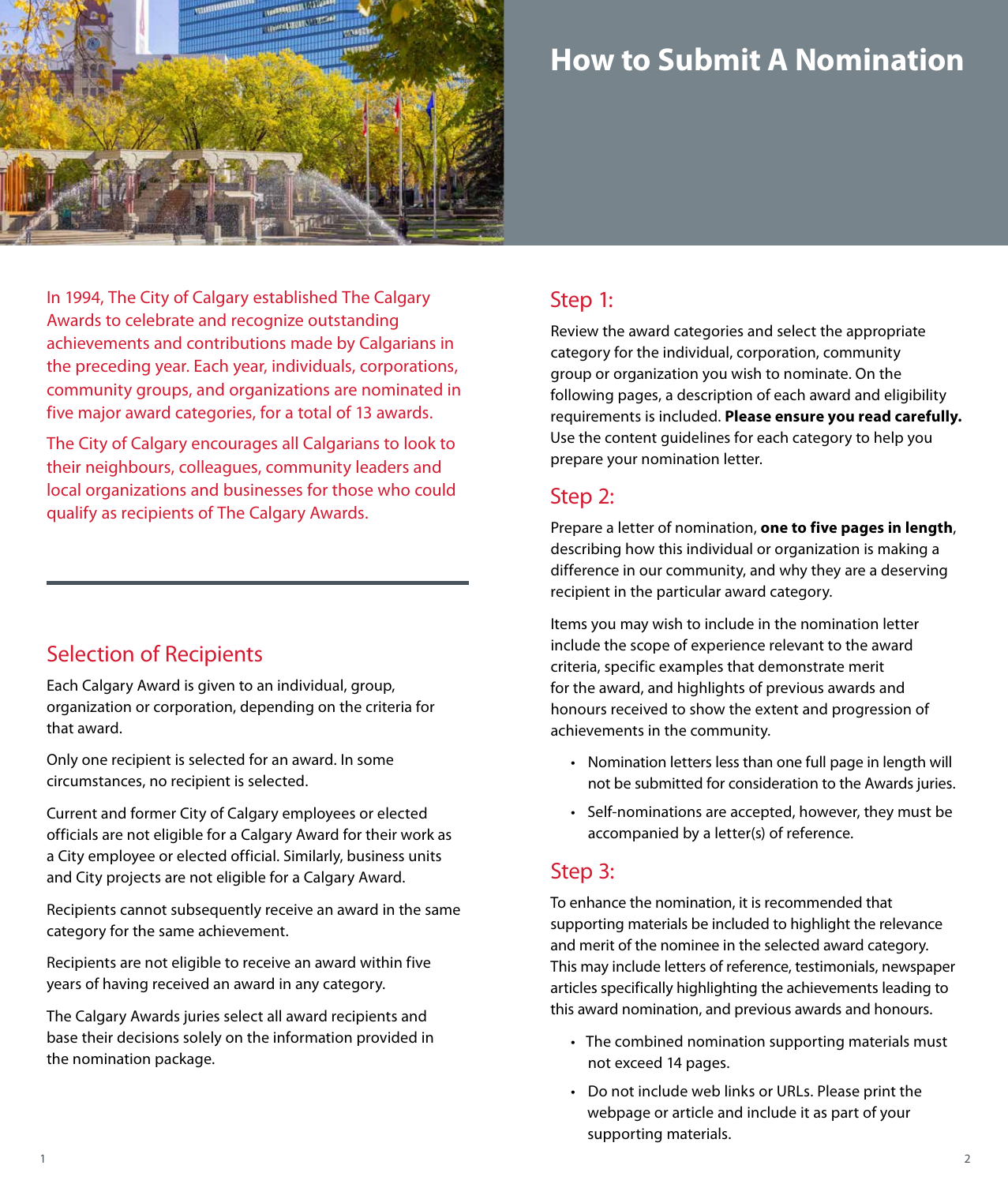# How to Submit A Nomination

In 1994, The City of Calgary established The Calgary Awards to celebrate and recognize outstanding achievements and contributions made by Calgarians in the preceding year. Each year, individuals, corporations, community groups, and organizations are nominated in five major award categories, for a total of 13 awards.

The City of Calgary encourages all Calgarians to look to their neighbours, colleagues, community leaders and local organizations and businesses for those who could qualify as recipients of The Calgary Awards.

## Selection of Recipients

Each Calgary Award is given to an individual, group, organization or corporation, depending on the criteria for that award.

Only one recipient is selected for an award. In some circumstances, no recipient is selected.

Current and former City of Calgary employees or elected officials are not eligible for a Calgary Award for their work as a City employee or elected official. Similarly, business units and City projects are not eligible for a Calgary Award.

Recipients cannot subsequently receive an award in the same category for the same achievement.

Recipients are not eligible to receive an award within five years of having received an award in any category.

The Calgary Awards juries select all award recipients and base their decisions solely on the information provided in the nomination package.

## Step 1:

Review the award categories and select the appropriate category for the individual, corporation, community group or organization you wish to nominate. On the following pages, a description of each award and eligibility requirements is included. **Please ensure you read carefully.** Use the content guidelines for each category to help you prepare your nomination letter.

## Step 2:

Prepare a letter of nomination, **one to five pages in length**, describing how this individual or organization is making a difference in our community, and why they are a deserving recipient in the particular award category.

Items you may wish to include in the nomination letter include the scope of experience relevant to the award criteria, specific examples that demonstrate merit for the award, and highlights of previous awards and honours received to show the extent and progression of achievements in the community.

- Nomination letters less than one full page in length will not be submitted for consideration to the Awards juries.
- Self-nominations are accepted, however, they must be accompanied by a letter(s) of reference.

## Step 3:

To enhance the nomination, it is recommended that supporting materials be included to highlight the relevance and merit of the nominee in the selected award category. This may include letters of reference, testimonials, newspaper articles specifically highlighting the achievements leading to this award nomination, and previous awards and honours.

- The combined nomination supporting materials must not exceed 14 pages.
- Do not include web links or URLs. Please print the webpage or article and include it as part of your supporting materials.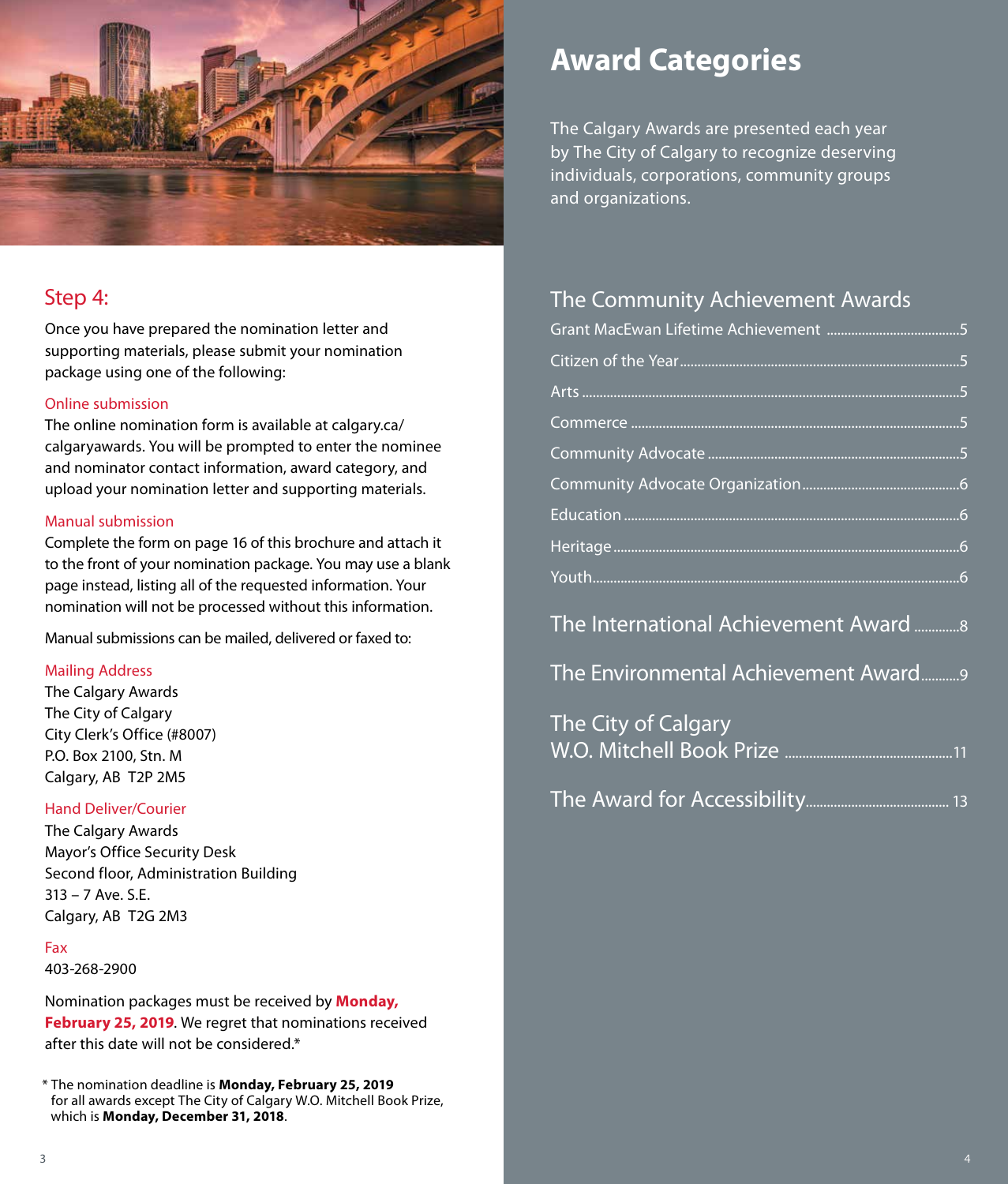## Step 4:

Once you have prepared the nomination letter and supporting materials, please submit your nomination package using one of the following:

### Online submission

The online nomination form is available at calgary.ca/calgaryawards. You will be prompted to enter the nominee and nominator contact information, award category, and upload your nomination letter and supporting materials.

### Manual submission

Complete the form on page 16 of this brochure and attach it to the front of your nomination package. You may use a blank page instead, listing all of the requested information. Your nomination will not be processed without this information.

Manual submissions can be mailed, delivered or faxed to:

### Mailing Address

The Calgary Awards
The City of Calgary
City Clerk's Office (#8007)
P.O. Box 2100, Stn. M
Calgary, AB T2P 2M5

### Hand Deliver/Courier

The Calgary Awards
Mayor's Office Security Desk
Second floor, Administration Building
313 – 7 Ave. S.E.
Calgary, AB T2G 2M3

### Fax

403-268-2900

Nomination packages must be received by **Monday, February 25, 2019**. We regret that nominations received after this date will not be considered.*

\* The nomination deadline is **Monday, February 25, 2019** for all awards except The City of Calgary W.O. Mitchell Book Prize, which is **Monday, December 31, 2018**.

# Award Categories

The Calgary Awards are presented each year by The City of Calgary to recognize deserving individuals, corporations, community groups and organizations.

## The Community Achievement Awards

- Grant MacEwan Lifetime Achievement ....... 5
- Citizen of the Year ....... 5
- Arts ....... 5
- Commerce ....... 5
- Community Advocate ....... 5
- Community Advocate Organization ....... 6
- Education ....... 6
- Heritage ....... 6
- Youth ....... 6

## The International Achievement Award ....... 8

## The Environmental Achievement Award ....... 9

## The City of Calgary W.O. Mitchell Book Prize ....... 11

## The Award for Accessibility ....... 13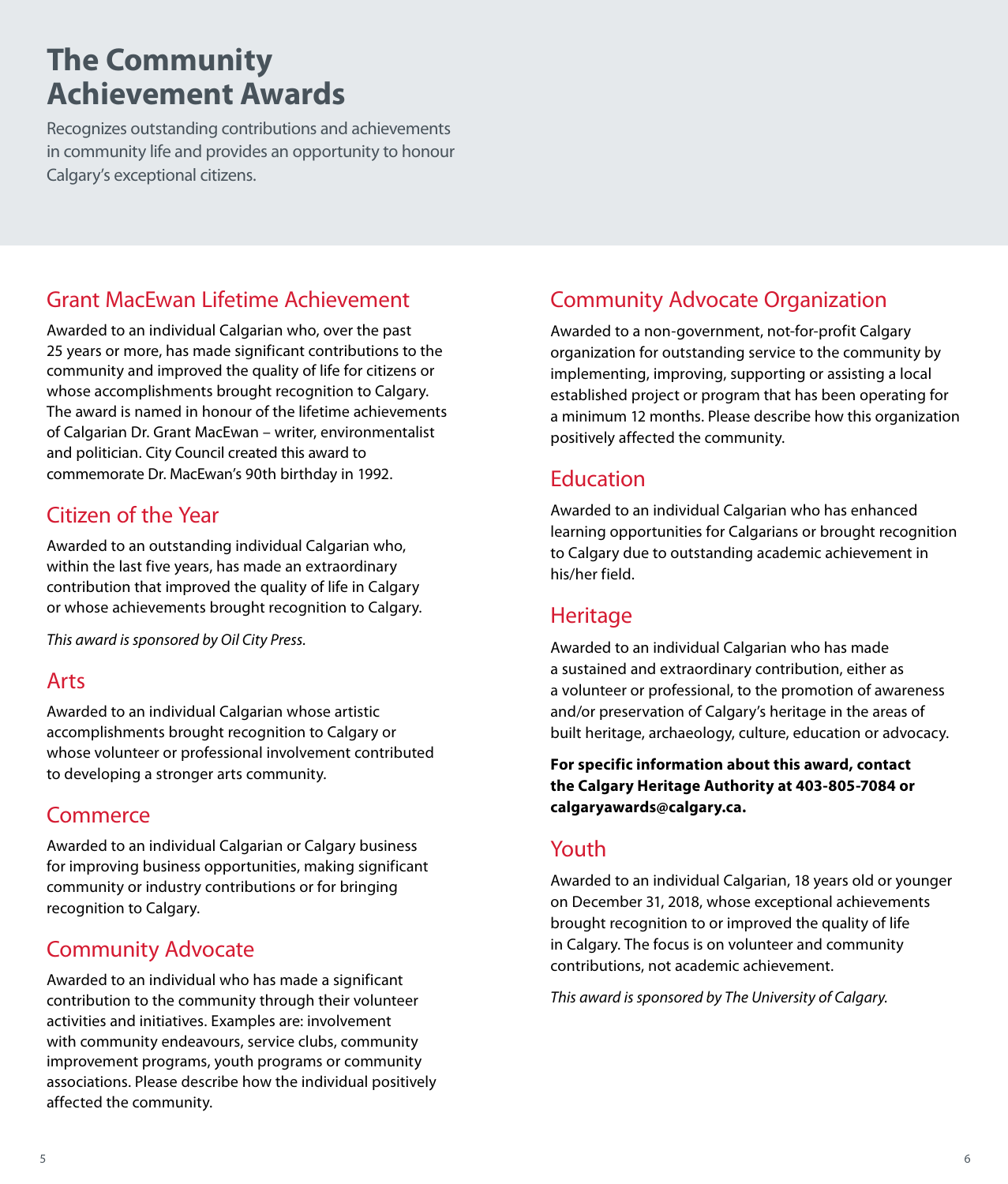# The Community Achievement Awards

Recognizes outstanding contributions and achievements in community life and provides an opportunity to honour Calgary's exceptional citizens.

## Grant MacEwan Lifetime Achievement

Awarded to an individual Calgarian who, over the past 25 years or more, has made significant contributions to the community and improved the quality of life for citizens or whose accomplishments brought recognition to Calgary. The award is named in honour of the lifetime achievements of Calgarian Dr. Grant MacEwan – writer, environmentalist and politician. City Council created this award to commemorate Dr. MacEwan's 90th birthday in 1992.

## Citizen of the Year

Awarded to an outstanding individual Calgarian who, within the last five years, has made an extraordinary contribution that improved the quality of life in Calgary or whose achievements brought recognition to Calgary.

*This award is sponsored by Oil City Press.*

## Arts

Awarded to an individual Calgarian whose artistic accomplishments brought recognition to Calgary or whose volunteer or professional involvement contributed to developing a stronger arts community.

## Commerce

Awarded to an individual Calgarian or Calgary business for improving business opportunities, making significant community or industry contributions or for bringing recognition to Calgary.

## Community Advocate

Awarded to an individual who has made a significant contribution to the community through their volunteer activities and initiatives. Examples are: involvement with community endeavours, service clubs, community improvement programs, youth programs or community associations. Please describe how the individual positively affected the community.

## Community Advocate Organization

Awarded to a non-government, not-for-profit Calgary organization for outstanding service to the community by implementing, improving, supporting or assisting a local established project or program that has been operating for a minimum 12 months. Please describe how this organization positively affected the community.

## Education

Awarded to an individual Calgarian who has enhanced learning opportunities for Calgarians or brought recognition to Calgary due to outstanding academic achievement in his/her field.

## Heritage

Awarded to an individual Calgarian who has made a sustained and extraordinary contribution, either as a volunteer or professional, to the promotion of awareness and/or preservation of Calgary's heritage in the areas of built heritage, archaeology, culture, education or advocacy.

**For specific information about this award, contact the Calgary Heritage Authority at 403-805-7084 or calgaryawards@calgary.ca.**

## Youth

Awarded to an individual Calgarian, 18 years old or younger on December 31, 2018, whose exceptional achievements brought recognition to or improved the quality of life in Calgary. The focus is on volunteer and community contributions, not academic achievement.

*This award is sponsored by The University of Calgary.*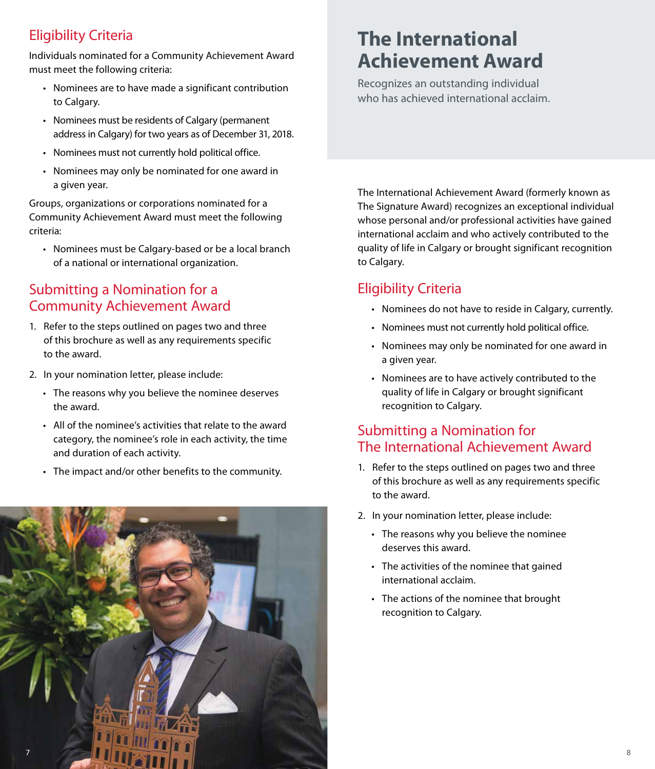## Eligibility Criteria

Individuals nominated for a Community Achievement Award must meet the following criteria:

- Nominees are to have made a significant contribution to Calgary.
- Nominees must be residents of Calgary (permanent address in Calgary) for two years as of December 31, 2018.
- Nominees must not currently hold political office.
- Nominees may only be nominated for one award in a given year.

Groups, organizations or corporations nominated for a Community Achievement Award must meet the following criteria:

- Nominees must be Calgary-based or be a local branch of a national or international organization.

## Submitting a Nomination for a Community Achievement Award

1. Refer to the steps outlined on pages two and three of this brochure as well as any requirements specific to the award.
2. In your nomination letter, please include:
   - The reasons why you believe the nominee deserves the award.
   - All of the nominee's activities that relate to the award category, the nominee's role in each activity, the time and duration of each activity.
   - The impact and/or other benefits to the community.

# The International Achievement Award

Recognizes an outstanding individual who has achieved international acclaim.

The International Achievement Award (formerly known as The Signature Award) recognizes an exceptional individual whose personal and/or professional activities have gained international acclaim and who actively contributed to the quality of life in Calgary or brought significant recognition to Calgary.

## Eligibility Criteria

- Nominees do not have to reside in Calgary, currently.
- Nominees must not currently hold political office.
- Nominees may only be nominated for one award in a given year.
- Nominees are to have actively contributed to the quality of life in Calgary or brought significant recognition to Calgary.

## Submitting a Nomination for The International Achievement Award

1. Refer to the steps outlined on pages two and three of this brochure as well as any requirements specific to the award.
2. In your nomination letter, please include:
   - The reasons why you believe the nominee deserves this award.
   - The activities of the nominee that gained international acclaim.
   - The actions of the nominee that brought recognition to Calgary.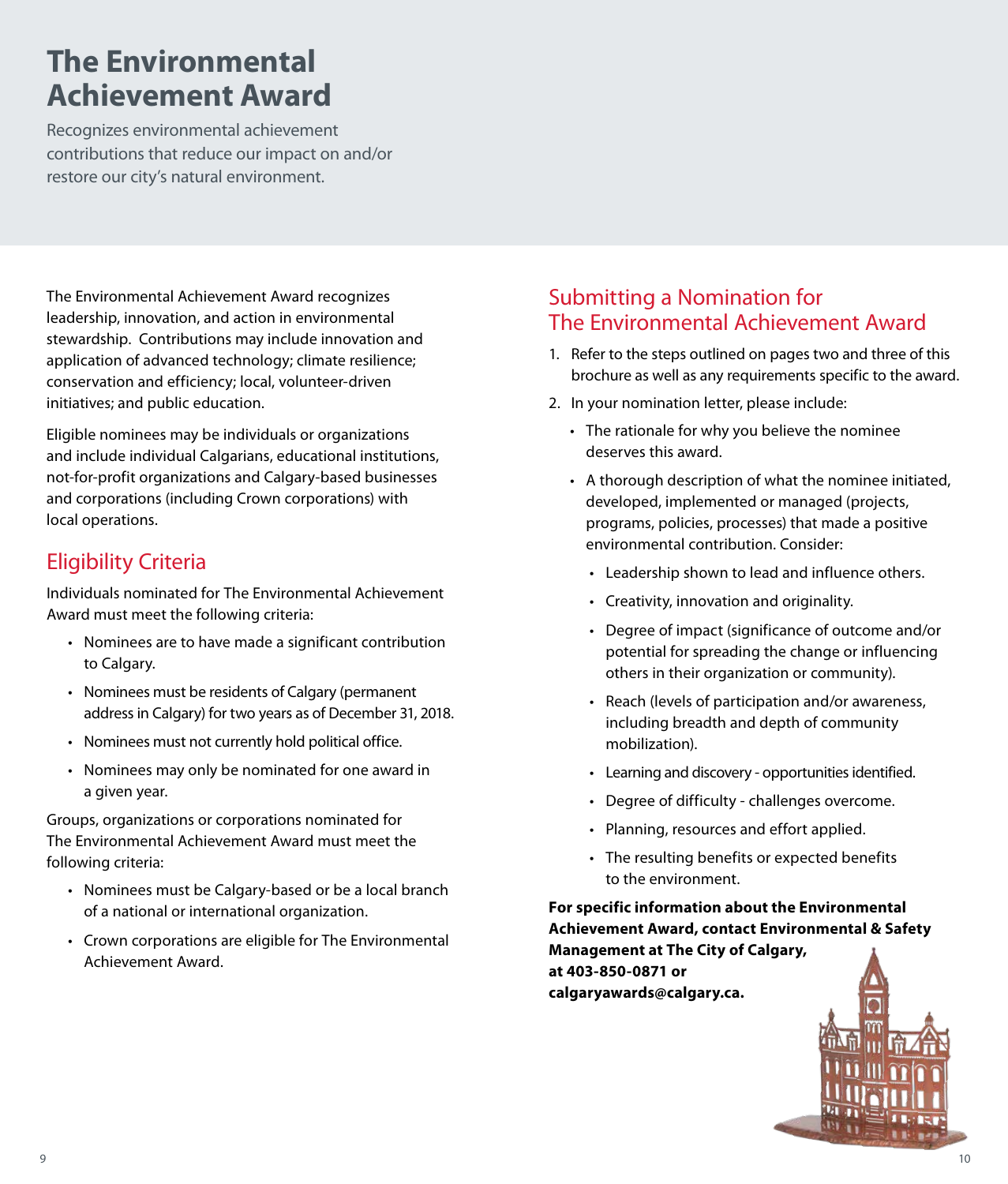# The Environmental Achievement Award

Recognizes environmental achievement contributions that reduce our impact on and/or restore our city's natural environment.

The Environmental Achievement Award recognizes leadership, innovation, and action in environmental stewardship. Contributions may include innovation and application of advanced technology; climate resilience; conservation and efficiency; local, volunteer-driven initiatives; and public education.

Eligible nominees may be individuals or organizations and include individual Calgarians, educational institutions, not-for-profit organizations and Calgary-based businesses and corporations (including Crown corporations) with local operations.

## Eligibility Criteria

Individuals nominated for The Environmental Achievement Award must meet the following criteria:

- Nominees are to have made a significant contribution to Calgary.
- Nominees must be residents of Calgary (permanent address in Calgary) for two years as of December 31, 2018.
- Nominees must not currently hold political office.
- Nominees may only be nominated for one award in a given year.

Groups, organizations or corporations nominated for The Environmental Achievement Award must meet the following criteria:

- Nominees must be Calgary-based or be a local branch of a national or international organization.
- Crown corporations are eligible for The Environmental Achievement Award.

## Submitting a Nomination for The Environmental Achievement Award

1. Refer to the steps outlined on pages two and three of this brochure as well as any requirements specific to the award.
2. In your nomination letter, please include:
   - The rationale for why you believe the nominee deserves this award.
   - A thorough description of what the nominee initiated, developed, implemented or managed (projects, programs, policies, processes) that made a positive environmental contribution. Consider:
     - Leadership shown to lead and influence others.
     - Creativity, innovation and originality.
     - Degree of impact (significance of outcome and/or potential for spreading the change or influencing others in their organization or community).
     - Reach (levels of participation and/or awareness, including breadth and depth of community mobilization).
     - Learning and discovery - opportunities identified.
     - Degree of difficulty - challenges overcome.
     - Planning, resources and effort applied.
     - The resulting benefits or expected benefits to the environment.

**For specific information about the Environmental Achievement Award, contact Environmental & Safety Management at The City of Calgary, at 403-850-0871 or calgaryawards@calgary.ca.**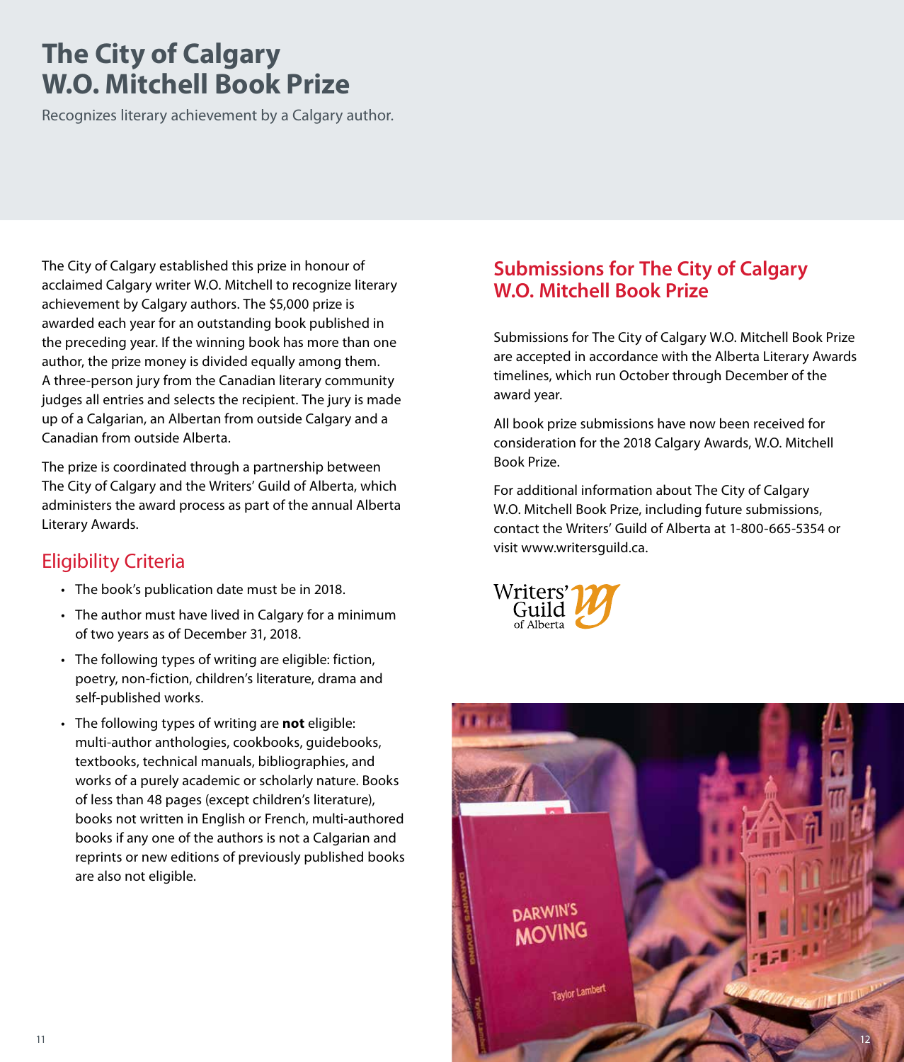# The City of Calgary W.O. Mitchell Book Prize

Recognizes literary achievement by a Calgary author.

The City of Calgary established this prize in honour of acclaimed Calgary writer W.O. Mitchell to recognize literary achievement by Calgary authors. The $5,000 prize is awarded each year for an outstanding book published in the preceding year. If the winning book has more than one author, the prize money is divided equally among them. A three-person jury from the Canadian literary community judges all entries and selects the recipient. The jury is made up of a Calgarian, an Albertan from outside Calgary and a Canadian from outside Alberta.

The prize is coordinated through a partnership between The City of Calgary and the Writers' Guild of Alberta, which administers the award process as part of the annual Alberta Literary Awards.

## Eligibility Criteria

- The book's publication date must be in 2018.
- The author must have lived in Calgary for a minimum of two years as of December 31, 2018.
- The following types of writing are eligible: fiction, poetry, non-fiction, children's literature, drama and self-published works.
- The following types of writing are **not** eligible: multi-author anthologies, cookbooks, guidebooks, textbooks, technical manuals, bibliographies, and works of a purely academic or scholarly nature. Books of less than 48 pages (except children's literature), books not written in English or French, multi-authored books if any one of the authors is not a Calgarian and reprints or new editions of previously published books are also not eligible.

## Submissions for The City of Calgary W.O. Mitchell Book Prize

Submissions for The City of Calgary W.O. Mitchell Book Prize are accepted in accordance with the Alberta Literary Awards timelines, which run October through December of the award year.

All book prize submissions have now been received for consideration for the 2018 Calgary Awards, W.O. Mitchell Book Prize.

For additional information about The City of Calgary W.O. Mitchell Book Prize, including future submissions, contact the Writers' Guild of Alberta at 1-800-665-5354 or visit www.writersguild.ca.

Writers' Guild of Alberta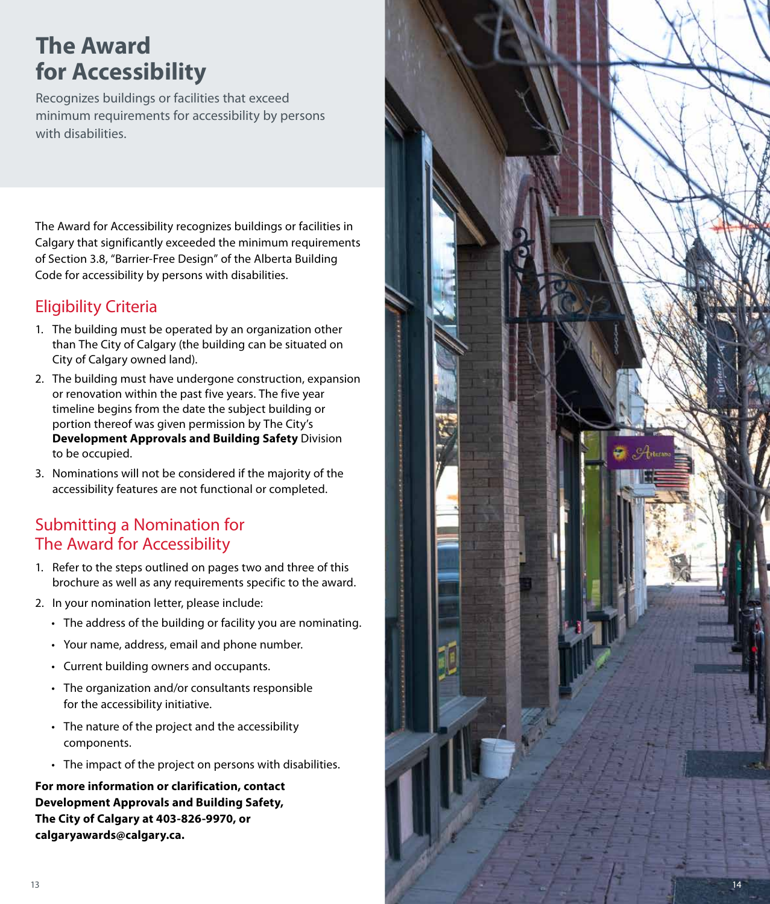# The Award for Accessibility

Recognizes buildings or facilities that exceed minimum requirements for accessibility by persons with disabilities.

The Award for Accessibility recognizes buildings or facilities in Calgary that significantly exceeded the minimum requirements of Section 3.8, "Barrier-Free Design" of the Alberta Building Code for accessibility by persons with disabilities.

## Eligibility Criteria

1. The building must be operated by an organization other than The City of Calgary (the building can be situated on City of Calgary owned land).
2. The building must have undergone construction, expansion or renovation within the past five years. The five year timeline begins from the date the subject building or portion thereof was given permission by The City's **Development Approvals and Building Safety** Division to be occupied.
3. Nominations will not be considered if the majority of the accessibility features are not functional or completed.

## Submitting a Nomination for The Award for Accessibility

1. Refer to the steps outlined on pages two and three of this brochure as well as any requirements specific to the award.
2. In your nomination letter, please include:
   - The address of the building or facility you are nominating.
   - Your name, address, email and phone number.
   - Current building owners and occupants.
   - The organization and/or consultants responsible for the accessibility initiative.
   - The nature of the project and the accessibility components.
   - The impact of the project on persons with disabilities.

**For more information or clarification, contact Development Approvals and Building Safety, The City of Calgary at 403-826-9970, or calgaryawards@calgary.ca.**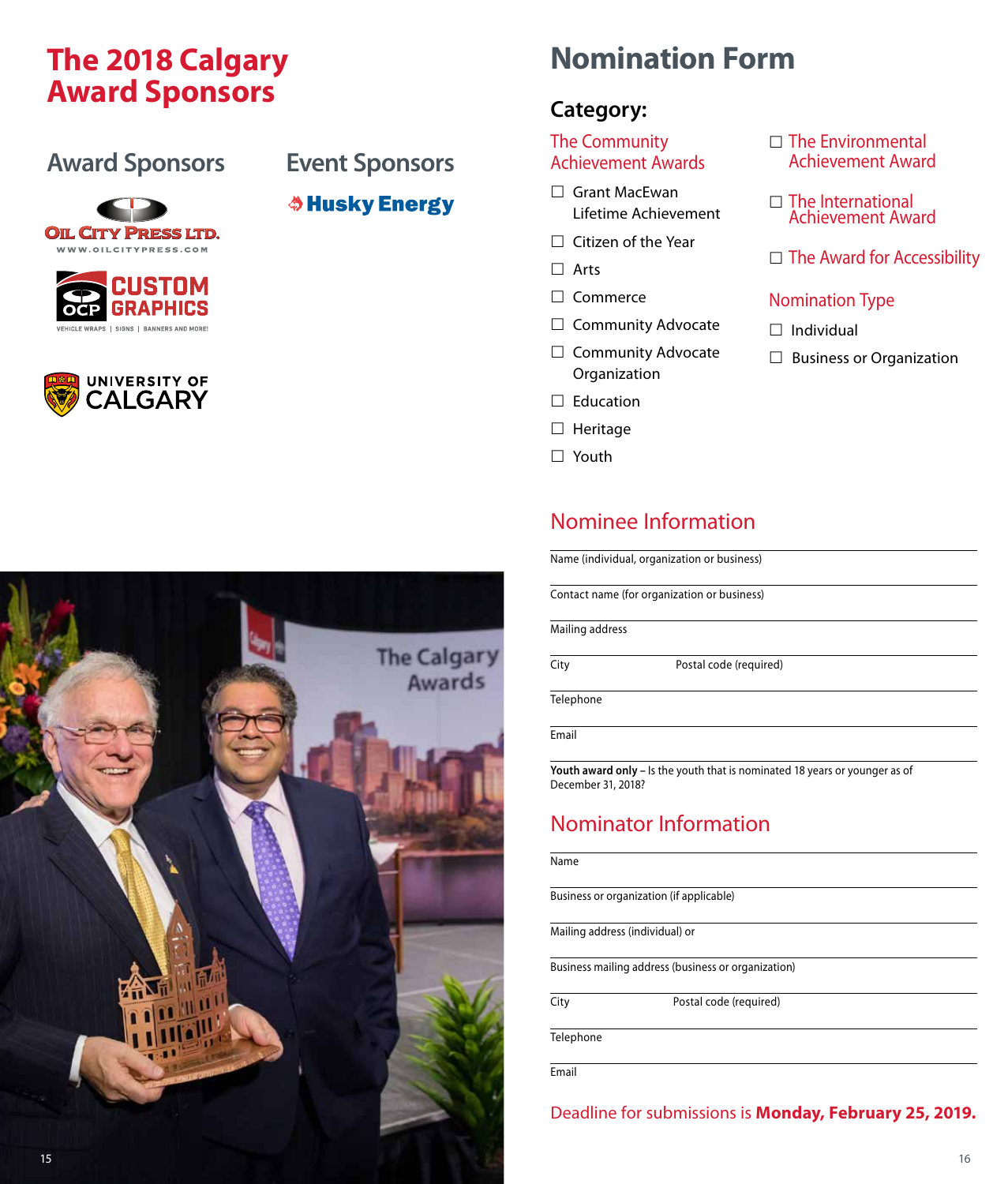# The 2018 Calgary Award Sponsors

## Award Sponsors

Oil City Press Ltd.
www.oilcitypress.com

OCP Custom Graphics
Vehicle wraps | Signs | Banners and more!

University of Calgary

## Event Sponsors

Husky Energy

# Nomination Form

## Category:

### The Community Achievement Awards

- ☐ Grant MacEwan Lifetime Achievement
- ☐ Citizen of the Year
- ☐ Arts
- ☐ Commerce
- ☐ Community Advocate
- ☐ Community Advocate Organization
- ☐ Education
- ☐ Heritage
- ☐ Youth

☐ The Environmental Achievement Award

☐ The International Achievement Award

☐ The Award for Accessibility

### Nomination Type

- ☐ Individual
- ☐ Business or Organization

## Nominee Information

Name (individual, organization or business)

Contact name (for organization or business)

Mailing address

City Postal code (required)

Telephone

Email

**Youth award only** – Is the youth that is nominated 18 years or younger as of December 31, 2018?

## Nominator Information

Name

Business or organization (if applicable)

Mailing address (individual) or

Business mailing address (business or organization)

City Postal code (required)

Telephone

Email

Deadline for submissions is **Monday, February 25, 2019.**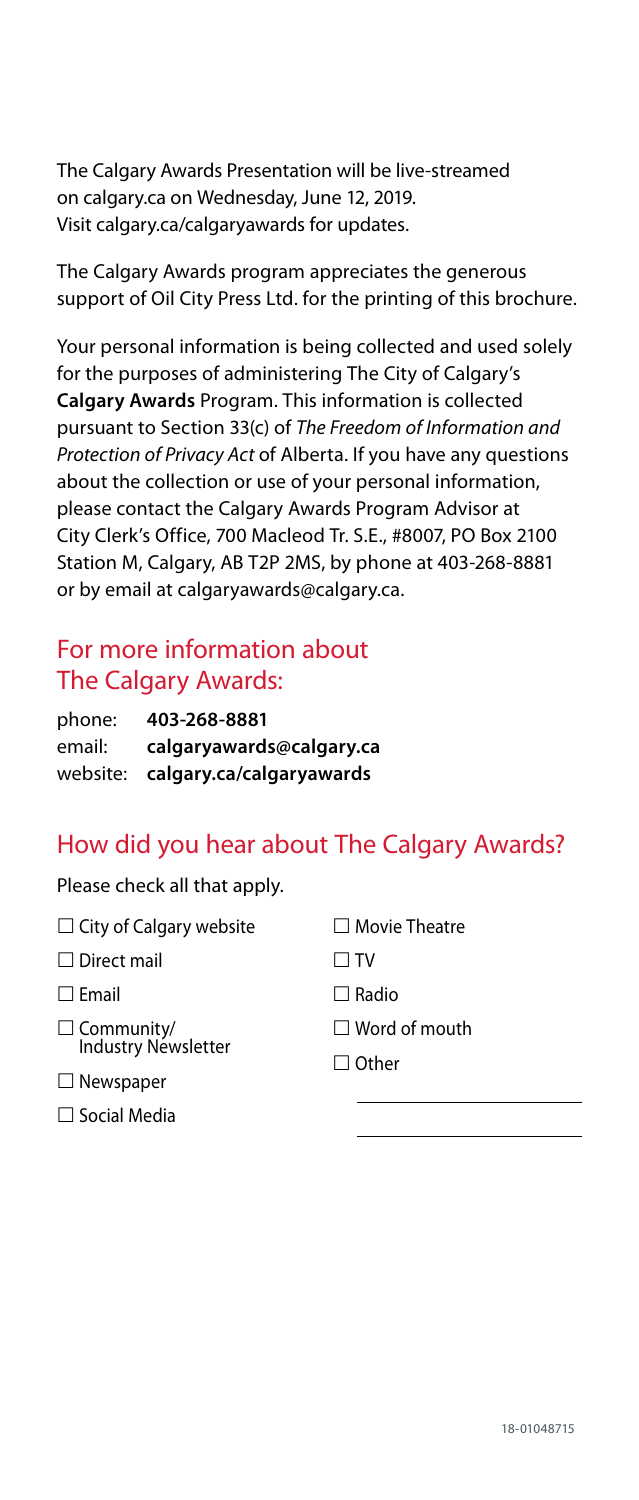The Calgary Awards Presentation will be live-streamed on calgary.ca on Wednesday, June 12, 2019. Visit calgary.ca/calgaryawards for updates.

The Calgary Awards program appreciates the generous support of Oil City Press Ltd. for the printing of this brochure.

Your personal information is being collected and used solely for the purposes of administering The City of Calgary's **Calgary Awards** Program. This information is collected pursuant to Section 33(c) of *The Freedom of Information and Protection of Privacy Act* of Alberta. If you have any questions about the collection or use of your personal information, please contact the Calgary Awards Program Advisor at City Clerk's Office, 700 Macleod Tr. S.E., #8007, PO Box 2100 Station M, Calgary, AB T2P 2MS, by phone at 403-268-8881 or by email at calgaryawards@calgary.ca.

## For more information about The Calgary Awards:

phone: **403-268-8881**
email: **calgaryawards@calgary.ca**
website: **calgary.ca/calgaryawards**

## How did you hear about The Calgary Awards?

Please check all that apply.

- ☐ City of Calgary website
- ☐ Direct mail
- ☐ Email
- ☐ Community/ Industry Newsletter
- ☐ Newspaper
- ☐ Social Media
- ☐ Movie Theatre
- ☐ TV
- ☐ Radio
- ☐ Word of mouth
- ☐ Other ____________________

18-01048715